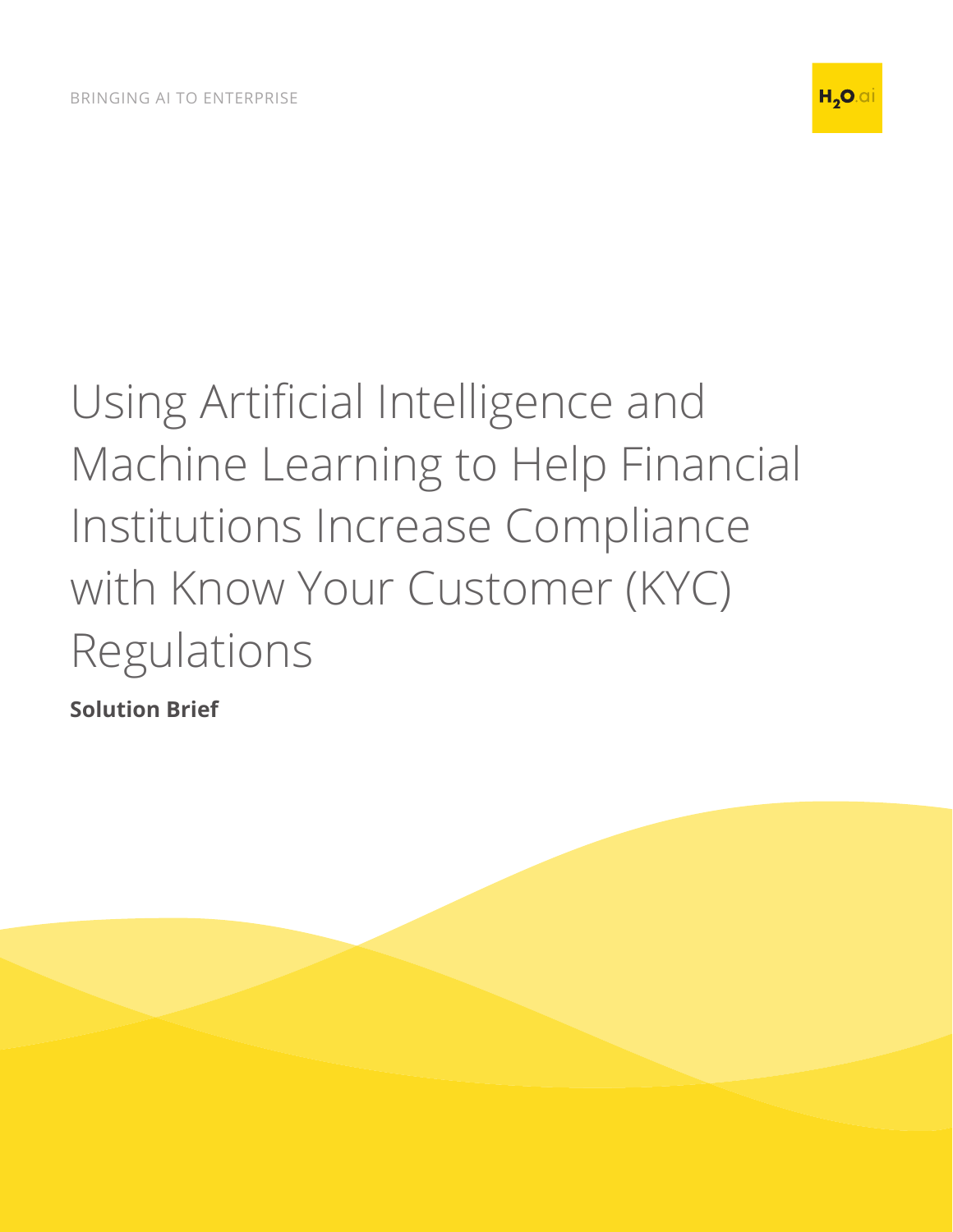BRINGING AI TO ENTERPRISE

# Using Artificial Intelligence and Machine Learning to Help Financial Institutions Increase Compliance with Know Your Customer (KYC) Regulations

**Solution Brief**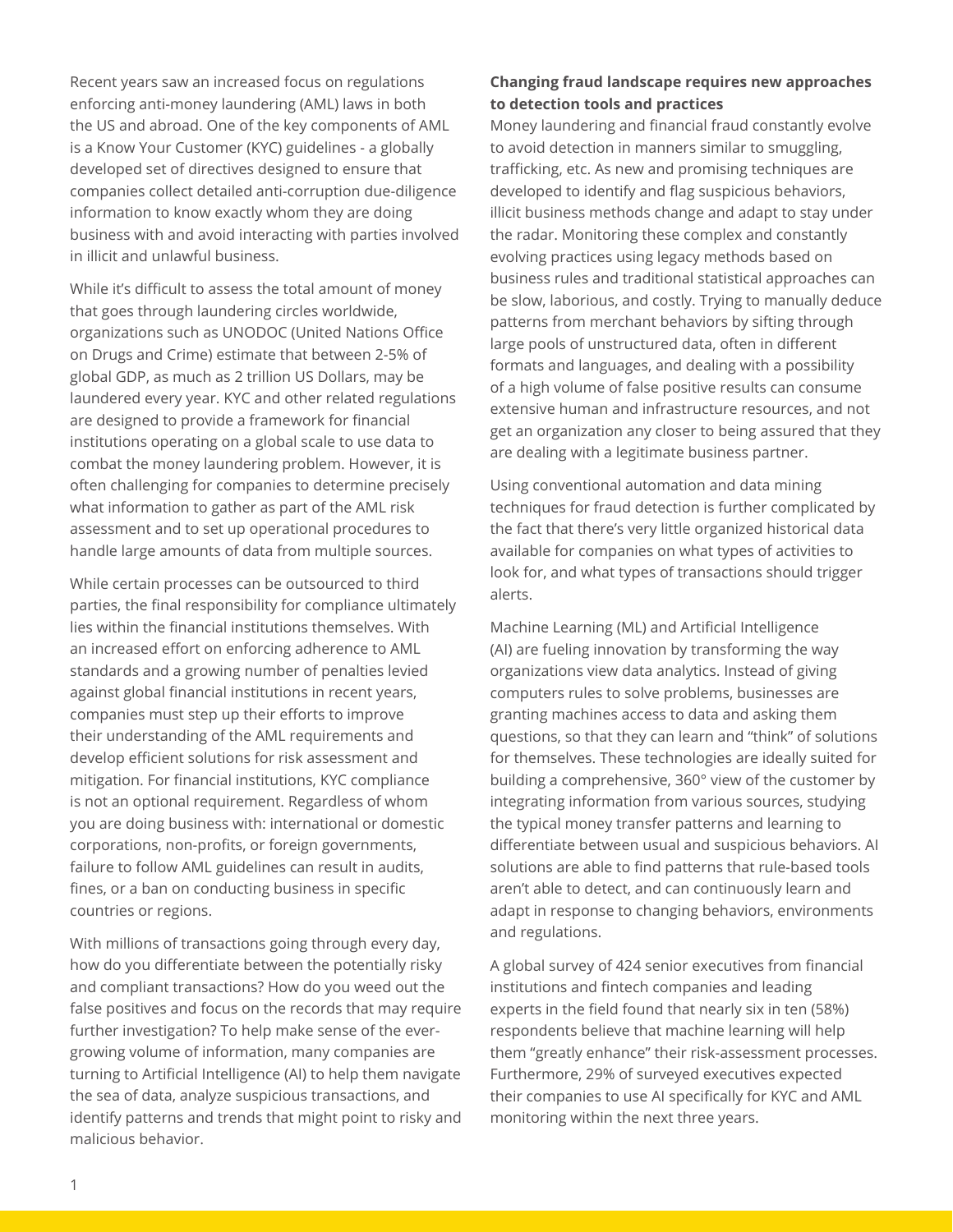Recent years saw an increased focus on regulations enforcing anti-money laundering (AML) laws in both the US and abroad. One of the key components of AML is a Know Your Customer (KYC) guidelines - a globally developed set of directives designed to ensure that companies collect detailed anti-corruption due-diligence information to know exactly whom they are doing business with and avoid interacting with parties involved in illicit and unlawful business.

While it's difficult to assess the total amount of money that goes through laundering circles worldwide, organizations such as UNODOC (United Nations Office on Drugs and Crime) estimate that between 2-5% of global GDP, as much as 2 trillion US Dollars, may be laundered every year. KYC and other related regulations are designed to provide a framework for financial institutions operating on a global scale to use data to combat the money laundering problem. However, it is often challenging for companies to determine precisely what information to gather as part of the AML risk assessment and to set up operational procedures to handle large amounts of data from multiple sources.

While certain processes can be outsourced to third parties, the final responsibility for compliance ultimately lies within the financial institutions themselves. With an increased effort on enforcing adherence to AML standards and a growing number of penalties levied against global financial institutions in recent years, companies must step up their efforts to improve their understanding of the AML requirements and develop efficient solutions for risk assessment and mitigation. For financial institutions, KYC compliance is not an optional requirement. Regardless of whom you are doing business with: international or domestic corporations, non-profits, or foreign governments, failure to follow AML guidelines can result in audits, fines, or a ban on conducting business in specific countries or regions.

With millions of transactions going through every day, how do you differentiate between the potentially risky and compliant transactions? How do you weed out the false positives and focus on the records that may require further investigation? To help make sense of the ever-growing volume of information, many companies are turning to Artificial Intelligence (AI) to help them navigate the sea of data, analyze suspicious transactions, and identify patterns and trends that might point to risky and malicious behavior.

**Changing fraud landscape requires new approaches to detection tools and practices**

Money laundering and financial fraud constantly evolve to avoid detection in manners similar to smuggling, trafficking, etc. As new and promising techniques are developed to identify and flag suspicious behaviors, illicit business methods change and adapt to stay under the radar. Monitoring these complex and constantly evolving practices using legacy methods based on business rules and traditional statistical approaches can be slow, laborious, and costly. Trying to manually deduce patterns from merchant behaviors by sifting through large pools of unstructured data, often in different formats and languages, and dealing with a possibility of a high volume of false positive results can consume extensive human and infrastructure resources, and not get an organization any closer to being assured that they are dealing with a legitimate business partner.

Using conventional automation and data mining techniques for fraud detection is further complicated by the fact that there's very little organized historical data available for companies on what types of activities to look for, and what types of transactions should trigger alerts.

Machine Learning (ML) and Artificial Intelligence (AI) are fueling innovation by transforming the way organizations view data analytics. Instead of giving computers rules to solve problems, businesses are granting machines access to data and asking them questions, so that they can learn and "think" of solutions for themselves. These technologies are ideally suited for building a comprehensive, 360° view of the customer by integrating information from various sources, studying the typical money transfer patterns and learning to differentiate between usual and suspicious behaviors. AI solutions are able to find patterns that rule-based tools aren't able to detect, and can continuously learn and adapt in response to changing behaviors, environments and regulations.

A global survey of 424 senior executives from financial institutions and fintech companies and leading experts in the field found that nearly six in ten (58%) respondents believe that machine learning will help them "greatly enhance" their risk-assessment processes. Furthermore, 29% of surveyed executives expected their companies to use AI specifically for KYC and AML monitoring within the next three years.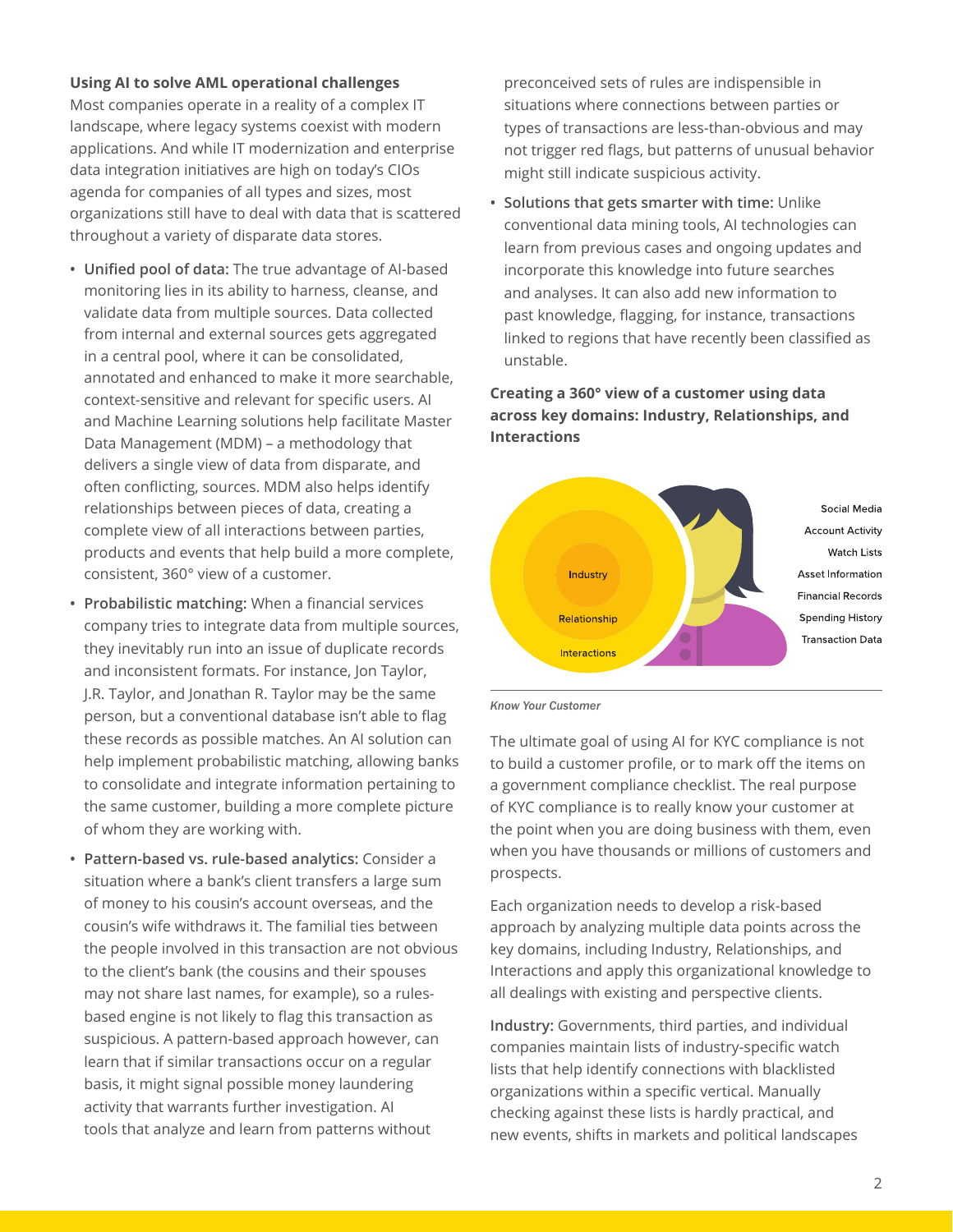### Using AI to solve AML operational challenges

Most companies operate in a reality of a complex IT landscape, where legacy systems coexist with modern applications. And while IT modernization and enterprise data integration initiatives are high on today's CIOs agenda for companies of all types and sizes, most organizations still have to deal with data that is scattered throughout a variety of disparate data stores.

- **Unified pool of data:** The true advantage of AI-based monitoring lies in its ability to harness, cleanse, and validate data from multiple sources. Data collected from internal and external sources gets aggregated in a central pool, where it can be consolidated, annotated and enhanced to make it more searchable, context-sensitive and relevant for specific users. AI and Machine Learning solutions help facilitate Master Data Management (MDM) – a methodology that delivers a single view of data from disparate, and often conflicting, sources. MDM also helps identify relationships between pieces of data, creating a complete view of all interactions between parties, products and events that help build a more complete, consistent, 360° view of a customer.
- **Probabilistic matching:** When a financial services company tries to integrate data from multiple sources, they inevitably run into an issue of duplicate records and inconsistent formats. For instance, Jon Taylor, J.R. Taylor, and Jonathan R. Taylor may be the same person, but a conventional database isn't able to flag these records as possible matches. An AI solution can help implement probabilistic matching, allowing banks to consolidate and integrate information pertaining to the same customer, building a more complete picture of whom they are working with.
- **Pattern-based vs. rule-based analytics:** Consider a situation where a bank's client transfers a large sum of money to his cousin's account overseas, and the cousin's wife withdraws it. The familial ties between the people involved in this transaction are not obvious to the client's bank (the cousins and their spouses may not share last names, for example), so a rules-based engine is not likely to flag this transaction as suspicious. A pattern-based approach however, can learn that if similar transactions occur on a regular basis, it might signal possible money laundering activity that warrants further investigation. AI tools that analyze and learn from patterns without preconceived sets of rules are indispensible in situations where connections between parties or types of transactions are less-than-obvious and may not trigger red flags, but patterns of unusual behavior might still indicate suspicious activity.
- **Solutions that gets smarter with time:** Unlike conventional data mining tools, AI technologies can learn from previous cases and ongoing updates and incorporate this knowledge into future searches and analyses. It can also add new information to past knowledge, flagging, for instance, transactions linked to regions that have recently been classified as unstable.

**Creating a 360° view of a customer using data across key domains: Industry, Relationships, and Interactions**

Industry
Relationship
Interactions

Social Media
Account Activity
Watch Lists
Asset Information
Financial Records
Spending History
Transaction Data

*Know Your Customer*

The ultimate goal of using AI for KYC compliance is not to build a customer profile, or to mark off the items on a government compliance checklist. The real purpose of KYC compliance is to really know your customer at the point when you are doing business with them, even when you have thousands or millions of customers and prospects.

Each organization needs to develop a risk-based approach by analyzing multiple data points across the key domains, including Industry, Relationships, and Interactions and apply this organizational knowledge to all dealings with existing and perspective clients.

**Industry:** Governments, third parties, and individual companies maintain lists of industry-specific watch lists that help identify connections with blacklisted organizations within a specific vertical. Manually checking against these lists is hardly practical, and new events, shifts in markets and political landscapes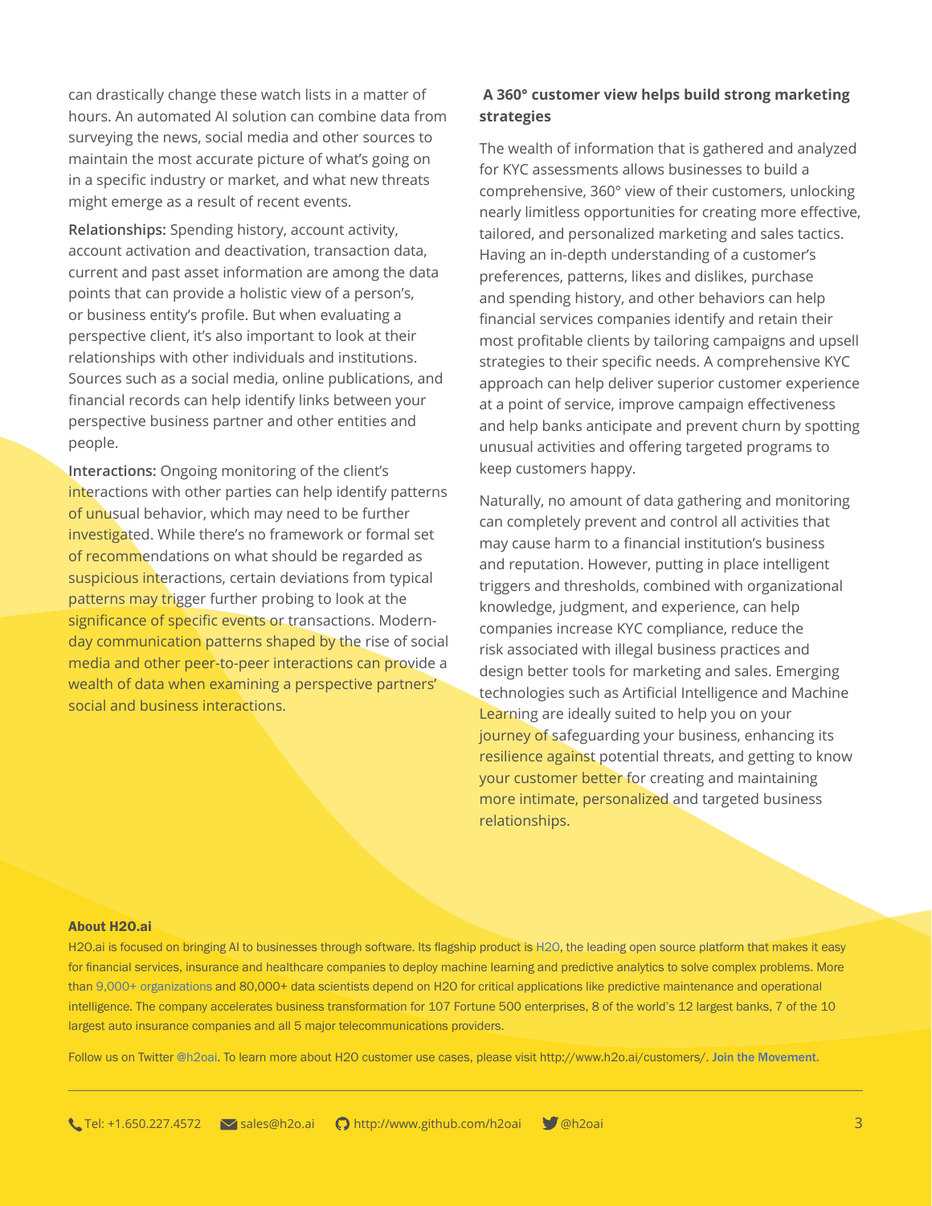can drastically change these watch lists in a matter of hours. An automated AI solution can combine data from surveying the news, social media and other sources to maintain the most accurate picture of what's going on in a specific industry or market, and what new threats might emerge as a result of recent events.

**Relationships:** Spending history, account activity, account activation and deactivation, transaction data, current and past asset information are among the data points that can provide a holistic view of a person's, or business entity's profile. But when evaluating a perspective client, it's also important to look at their relationships with other individuals and institutions. Sources such as a social media, online publications, and financial records can help identify links between your perspective business partner and other entities and people.

**Interactions:** Ongoing monitoring of the client's interactions with other parties can help identify patterns of unusual behavior, which may need to be further investigated. While there's no framework or formal set of recommendations on what should be regarded as suspicious interactions, certain deviations from typical patterns may trigger further probing to look at the significance of specific events or transactions. Modern-day communication patterns shaped by the rise of social media and other peer-to-peer interactions can provide a wealth of data when examining a perspective partners' social and business interactions.

### A 360° customer view helps build strong marketing strategies

The wealth of information that is gathered and analyzed for KYC assessments allows businesses to build a comprehensive, 360° view of their customers, unlocking nearly limitless opportunities for creating more effective, tailored, and personalized marketing and sales tactics. Having an in-depth understanding of a customer's preferences, patterns, likes and dislikes, purchase and spending history, and other behaviors can help financial services companies identify and retain their most profitable clients by tailoring campaigns and upsell strategies to their specific needs. A comprehensive KYC approach can help deliver superior customer experience at a point of service, improve campaign effectiveness and help banks anticipate and prevent churn by spotting unusual activities and offering targeted programs to keep customers happy.

Naturally, no amount of data gathering and monitoring can completely prevent and control all activities that may cause harm to a financial institution's business and reputation. However, putting in place intelligent triggers and thresholds, combined with organizational knowledge, judgment, and experience, can help companies increase KYC compliance, reduce the risk associated with illegal business practices and design better tools for marketing and sales. Emerging technologies such as Artificial Intelligence and Machine Learning are ideally suited to help you on your journey of safeguarding your business, enhancing its resilience against potential threats, and getting to know your customer better for creating and maintaining more intimate, personalized and targeted business relationships.

**About H2O.ai**

H2O.ai is focused on bringing AI to businesses through software. Its flagship product is H2O, the leading open source platform that makes it easy for financial services, insurance and healthcare companies to deploy machine learning and predictive analytics to solve complex problems. More than 9,000+ organizations and 80,000+ data scientists depend on H2O for critical applications like predictive maintenance and operational intelligence. The company accelerates business transformation for 107 Fortune 500 enterprises, 8 of the world's 12 largest banks, 7 of the 10 largest auto insurance companies and all 5 major telecommunications providers.

Follow us on Twitter @h2oai. To learn more about H2O customer use cases, please visit http://www.h2o.ai/customers/. **Join the Movement.**

Tel: +1.650.227.4572 sales@h2o.ai http://www.github.com/h2oai @h2oai